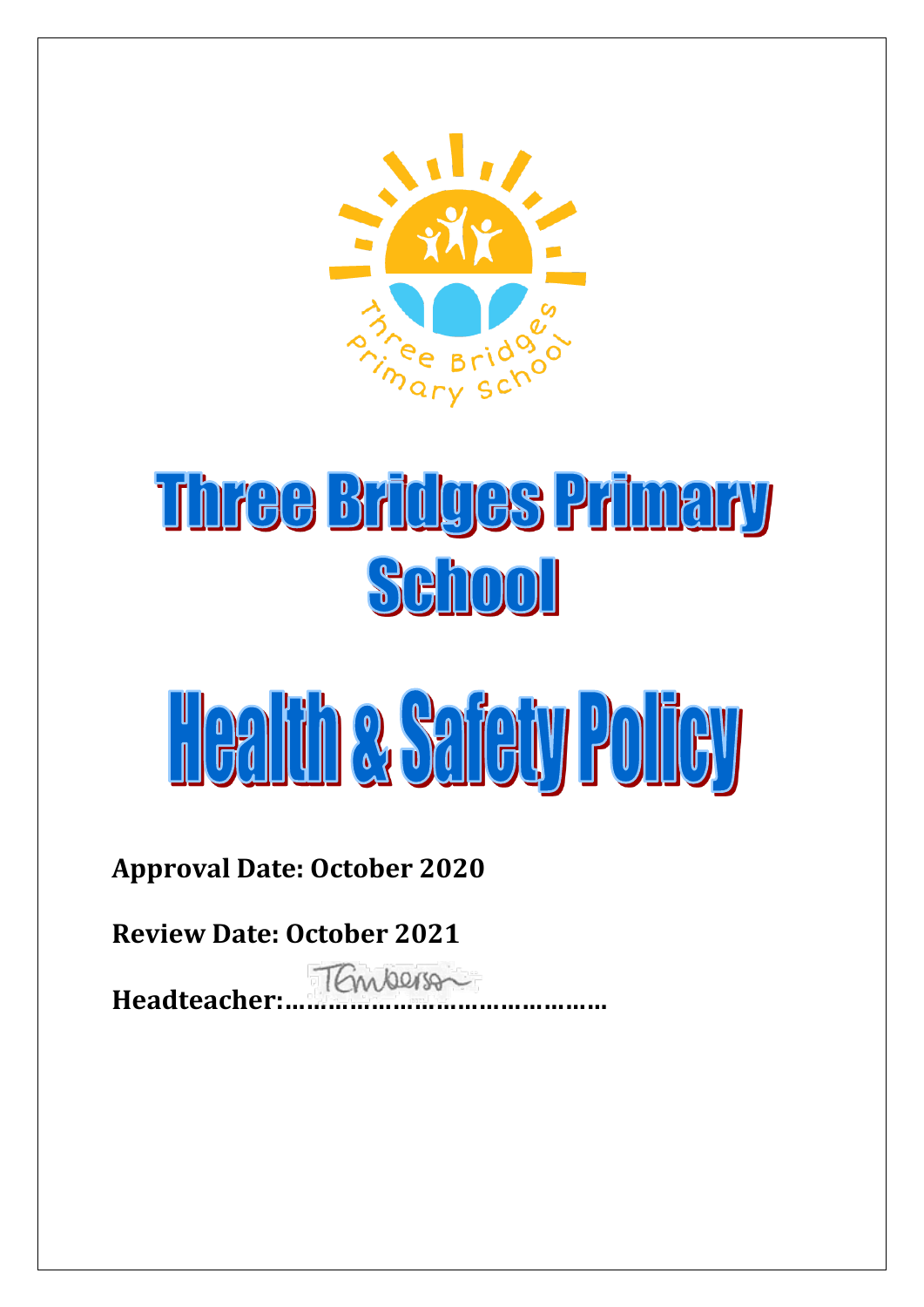# Three Bridges Primary School

# Health & Safety Policy

**Approval Date: October 2020**

**Review Date: October 2021**

**Headteacher:……………………………………..**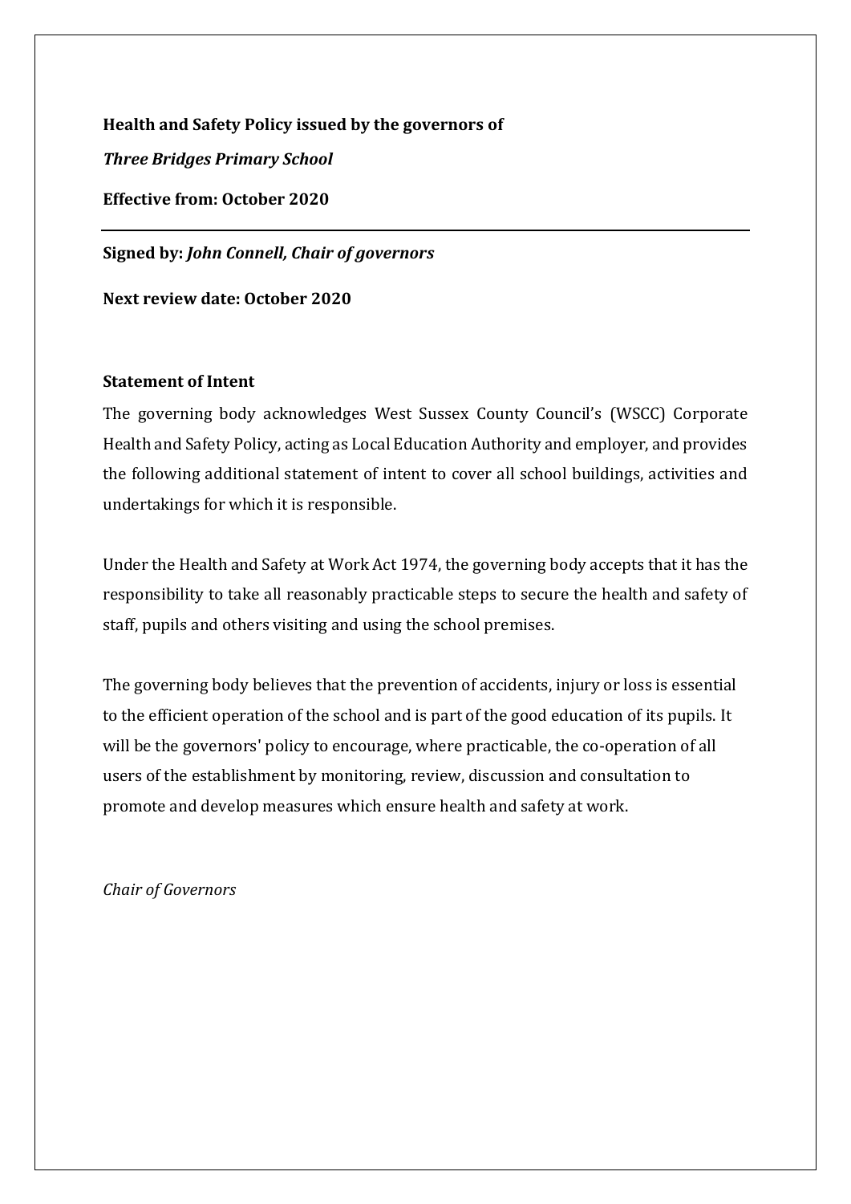**Health and Safety Policy issued by the governors of**

***Three Bridges Primary School***

**Effective from: October 2020**

---

**Signed by:** ***John Connell, Chair of governors***

**Next review date: October 2020**

**Statement of Intent**

The governing body acknowledges West Sussex County Council's (WSCC) Corporate Health and Safety Policy, acting as Local Education Authority and employer, and provides the following additional statement of intent to cover all school buildings, activities and undertakings for which it is responsible.

Under the Health and Safety at Work Act 1974, the governing body accepts that it has the responsibility to take all reasonably practicable steps to secure the health and safety of staff, pupils and others visiting and using the school premises.

The governing body believes that the prevention of accidents, injury or loss is essential to the efficient operation of the school and is part of the good education of its pupils. It will be the governors' policy to encourage, where practicable, the co-operation of all users of the establishment by monitoring, review, discussion and consultation to promote and develop measures which ensure health and safety at work.

*Chair of Governors*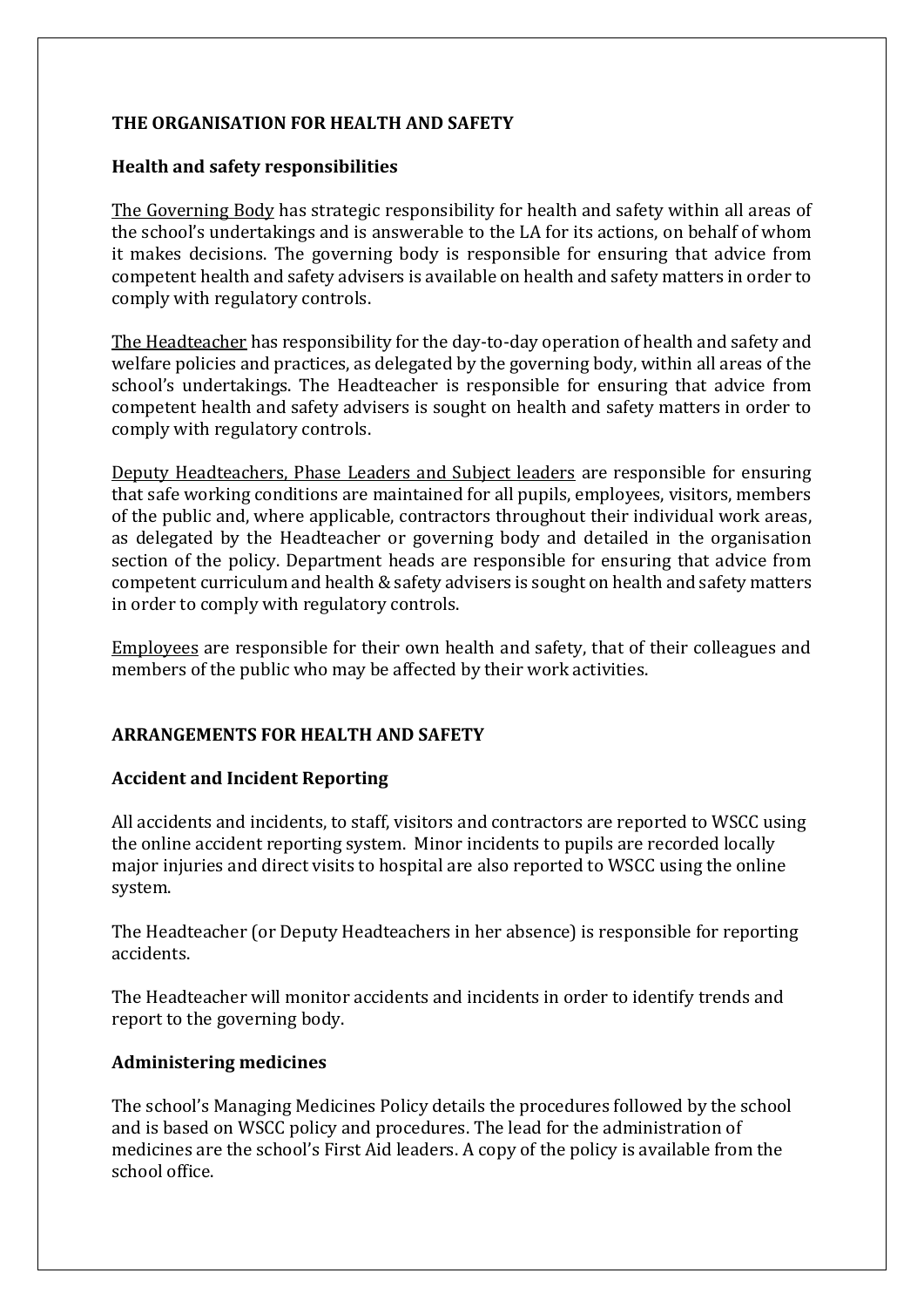## THE ORGANISATION FOR HEALTH AND SAFETY

### Health and safety responsibilities

<u>The Governing Body</u> has strategic responsibility for health and safety within all areas of the school's undertakings and is answerable to the LA for its actions, on behalf of whom it makes decisions. The governing body is responsible for ensuring that advice from competent health and safety advisers is available on health and safety matters in order to comply with regulatory controls.

<u>The Headteacher</u> has responsibility for the day-to-day operation of health and safety and welfare policies and practices, as delegated by the governing body, within all areas of the school's undertakings. The Headteacher is responsible for ensuring that advice from competent health and safety advisers is sought on health and safety matters in order to comply with regulatory controls.

<u>Deputy Headteachers, Phase Leaders and Subject leaders</u> are responsible for ensuring that safe working conditions are maintained for all pupils, employees, visitors, members of the public and, where applicable, contractors throughout their individual work areas, as delegated by the Headteacher or governing body and detailed in the organisation section of the policy. Department heads are responsible for ensuring that advice from competent curriculum and health & safety advisers is sought on health and safety matters in order to comply with regulatory controls.

<u>Employees</u> are responsible for their own health and safety, that of their colleagues and members of the public who may be affected by their work activities.

## ARRANGEMENTS FOR HEALTH AND SAFETY

### Accident and Incident Reporting

All accidents and incidents, to staff, visitors and contractors are reported to WSCC using the online accident reporting system. Minor incidents to pupils are recorded locally major injuries and direct visits to hospital are also reported to WSCC using the online system.

The Headteacher (or Deputy Headteachers in her absence) is responsible for reporting accidents.

The Headteacher will monitor accidents and incidents in order to identify trends and report to the governing body.

### Administering medicines

The school's Managing Medicines Policy details the procedures followed by the school and is based on WSCC policy and procedures. The lead for the administration of medicines are the school's First Aid leaders. A copy of the policy is available from the school office.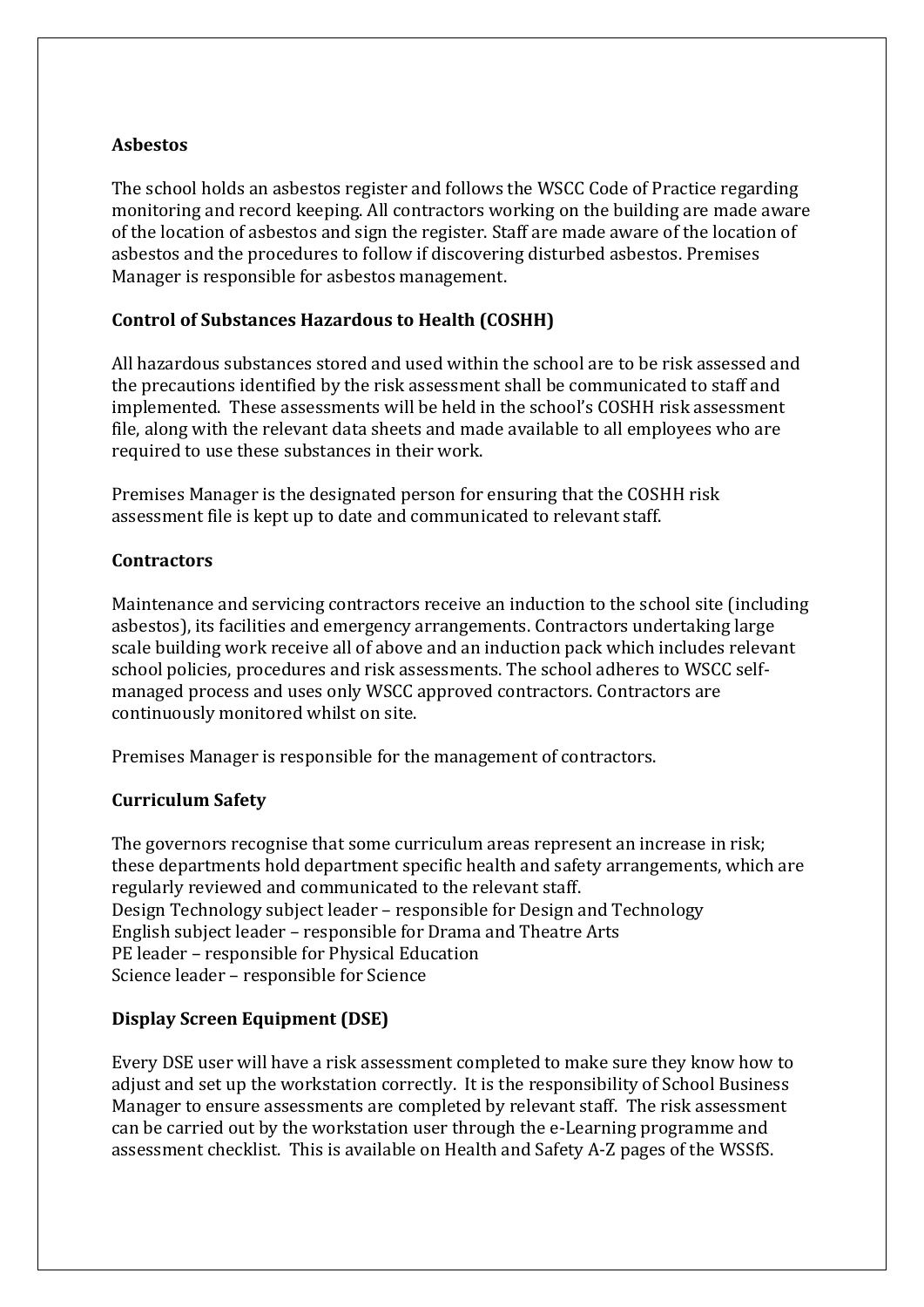**Asbestos**

The school holds an asbestos register and follows the WSCC Code of Practice regarding monitoring and record keeping. All contractors working on the building are made aware of the location of asbestos and sign the register. Staff are made aware of the location of asbestos and the procedures to follow if discovering disturbed asbestos. Premises Manager is responsible for asbestos management.

**Control of Substances Hazardous to Health (COSHH)**

All hazardous substances stored and used within the school are to be risk assessed and the precautions identified by the risk assessment shall be communicated to staff and implemented. These assessments will be held in the school's COSHH risk assessment file, along with the relevant data sheets and made available to all employees who are required to use these substances in their work.

Premises Manager is the designated person for ensuring that the COSHH risk assessment file is kept up to date and communicated to relevant staff.

**Contractors**

Maintenance and servicing contractors receive an induction to the school site (including asbestos), its facilities and emergency arrangements. Contractors undertaking large scale building work receive all of above and an induction pack which includes relevant school policies, procedures and risk assessments. The school adheres to WSCC self-managed process and uses only WSCC approved contractors. Contractors are continuously monitored whilst on site.

Premises Manager is responsible for the management of contractors.

**Curriculum Safety**

The governors recognise that some curriculum areas represent an increase in risk; these departments hold department specific health and safety arrangements, which are regularly reviewed and communicated to the relevant staff.
Design Technology subject leader – responsible for Design and Technology
English subject leader – responsible for Drama and Theatre Arts
PE leader – responsible for Physical Education
Science leader – responsible for Science

**Display Screen Equipment (DSE)**

Every DSE user will have a risk assessment completed to make sure they know how to adjust and set up the workstation correctly. It is the responsibility of School Business Manager to ensure assessments are completed by relevant staff. The risk assessment can be carried out by the workstation user through the e-Learning programme and assessment checklist. This is available on Health and Safety A-Z pages of the WSSfS.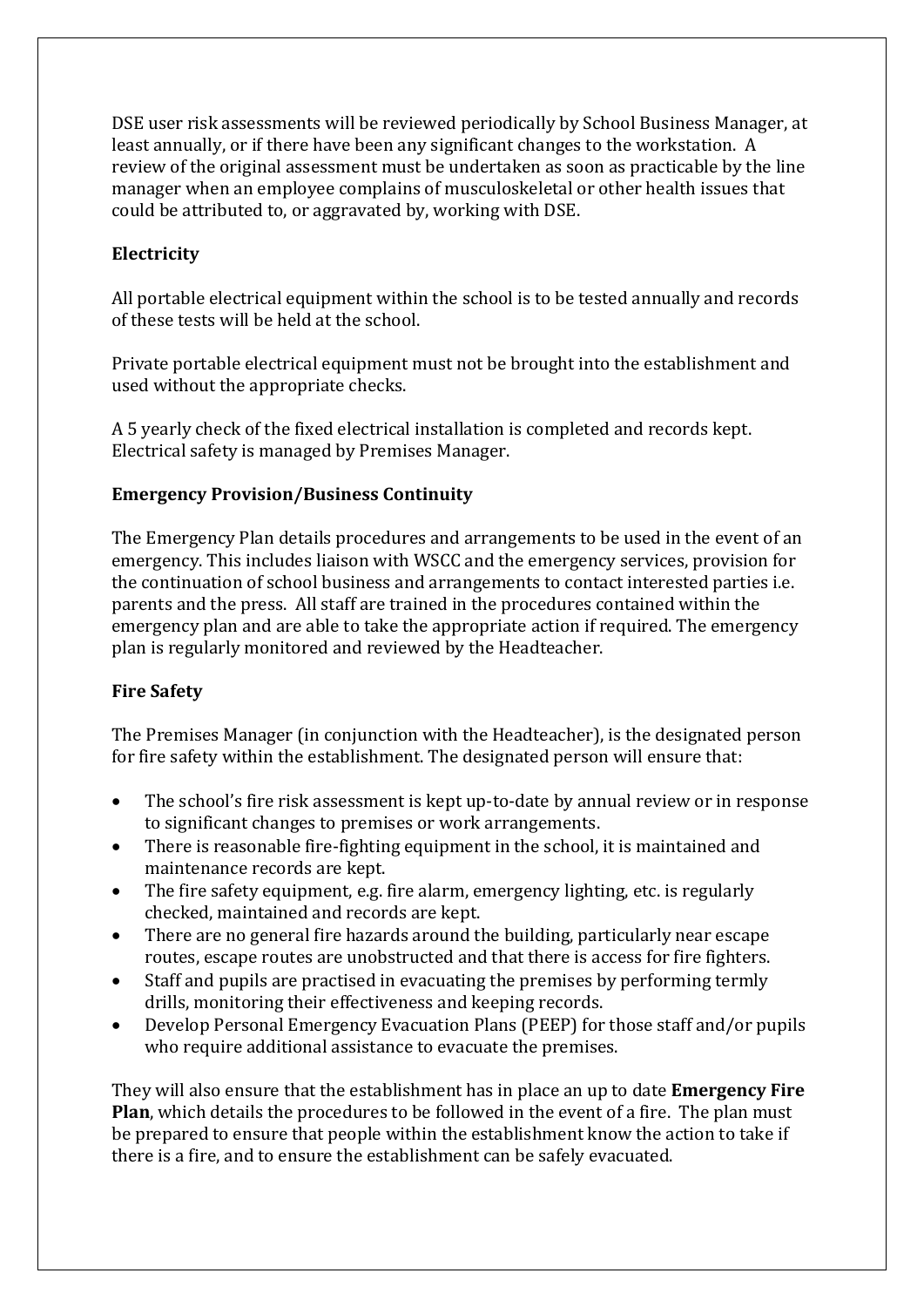DSE user risk assessments will be reviewed periodically by School Business Manager, at least annually, or if there have been any significant changes to the workstation. A review of the original assessment must be undertaken as soon as practicable by the line manager when an employee complains of musculoskeletal or other health issues that could be attributed to, or aggravated by, working with DSE.

### Electricity

All portable electrical equipment within the school is to be tested annually and records of these tests will be held at the school.

Private portable electrical equipment must not be brought into the establishment and used without the appropriate checks.

A 5 yearly check of the fixed electrical installation is completed and records kept. Electrical safety is managed by Premises Manager.

### Emergency Provision/Business Continuity

The Emergency Plan details procedures and arrangements to be used in the event of an emergency. This includes liaison with WSCC and the emergency services, provision for the continuation of school business and arrangements to contact interested parties i.e. parents and the press. All staff are trained in the procedures contained within the emergency plan and are able to take the appropriate action if required. The emergency plan is regularly monitored and reviewed by the Headteacher.

### Fire Safety

The Premises Manager (in conjunction with the Headteacher), is the designated person for fire safety within the establishment. The designated person will ensure that:

- The school's fire risk assessment is kept up-to-date by annual review or in response to significant changes to premises or work arrangements.
- There is reasonable fire-fighting equipment in the school, it is maintained and maintenance records are kept.
- The fire safety equipment, e.g. fire alarm, emergency lighting, etc. is regularly checked, maintained and records are kept.
- There are no general fire hazards around the building, particularly near escape routes, escape routes are unobstructed and that there is access for fire fighters.
- Staff and pupils are practised in evacuating the premises by performing termly drills, monitoring their effectiveness and keeping records.
- Develop Personal Emergency Evacuation Plans (PEEP) for those staff and/or pupils who require additional assistance to evacuate the premises.

They will also ensure that the establishment has in place an up to date **Emergency Fire Plan**, which details the procedures to be followed in the event of a fire. The plan must be prepared to ensure that people within the establishment know the action to take if there is a fire, and to ensure the establishment can be safely evacuated.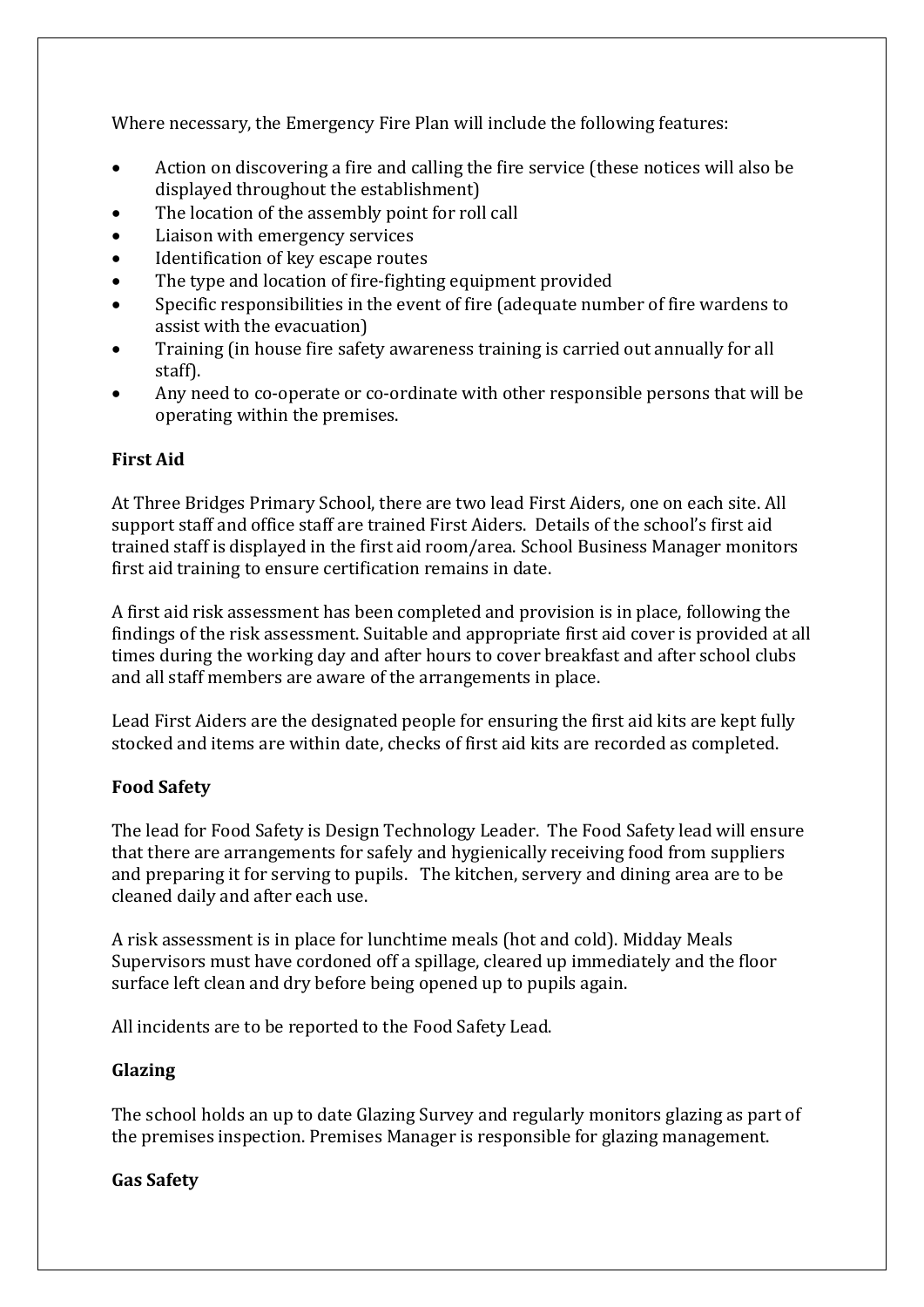Where necessary, the Emergency Fire Plan will include the following features:

- Action on discovering a fire and calling the fire service (these notices will also be displayed throughout the establishment)
- The location of the assembly point for roll call
- Liaison with emergency services
- Identification of key escape routes
- The type and location of fire-fighting equipment provided
- Specific responsibilities in the event of fire (adequate number of fire wardens to assist with the evacuation)
- Training (in house fire safety awareness training is carried out annually for all staff).
- Any need to co-operate or co-ordinate with other responsible persons that will be operating within the premises.

**First Aid**

At Three Bridges Primary School, there are two lead First Aiders, one on each site. All support staff and office staff are trained First Aiders. Details of the school's first aid trained staff is displayed in the first aid room/area. School Business Manager monitors first aid training to ensure certification remains in date.

A first aid risk assessment has been completed and provision is in place, following the findings of the risk assessment. Suitable and appropriate first aid cover is provided at all times during the working day and after hours to cover breakfast and after school clubs and all staff members are aware of the arrangements in place.

Lead First Aiders are the designated people for ensuring the first aid kits are kept fully stocked and items are within date, checks of first aid kits are recorded as completed.

**Food Safety**

The lead for Food Safety is Design Technology Leader. The Food Safety lead will ensure that there are arrangements for safely and hygienically receiving food from suppliers and preparing it for serving to pupils. The kitchen, servery and dining area are to be cleaned daily and after each use.

A risk assessment is in place for lunchtime meals (hot and cold). Midday Meals Supervisors must have cordoned off a spillage, cleared up immediately and the floor surface left clean and dry before being opened up to pupils again.

All incidents are to be reported to the Food Safety Lead.

**Glazing**

The school holds an up to date Glazing Survey and regularly monitors glazing as part of the premises inspection. Premises Manager is responsible for glazing management.

**Gas Safety**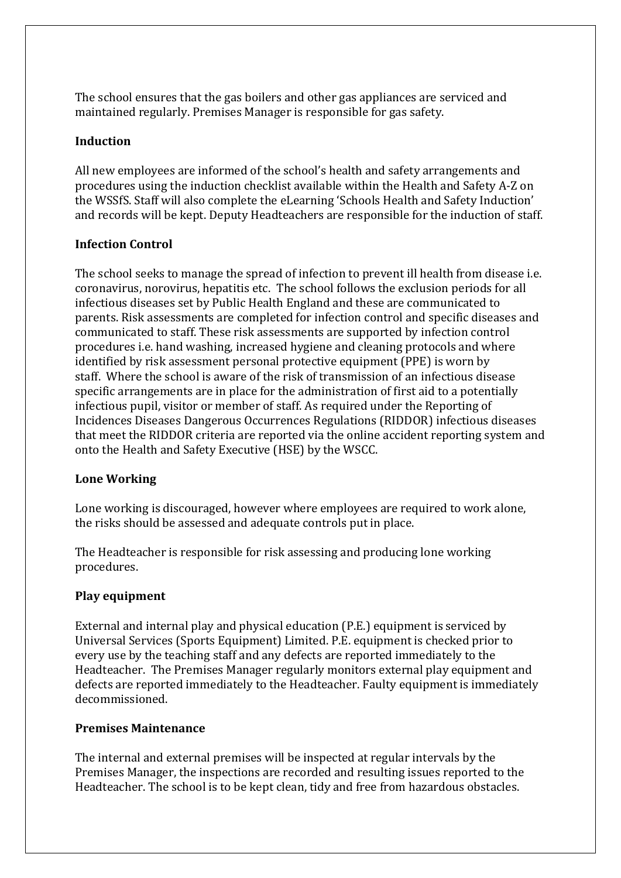The school ensures that the gas boilers and other gas appliances are serviced and maintained regularly. Premises Manager is responsible for gas safety.

**Induction**

All new employees are informed of the school's health and safety arrangements and procedures using the induction checklist available within the Health and Safety A-Z on the WSSfS. Staff will also complete the eLearning 'Schools Health and Safety Induction' and records will be kept. Deputy Headteachers are responsible for the induction of staff.

**Infection Control**

The school seeks to manage the spread of infection to prevent ill health from disease i.e. coronavirus, norovirus, hepatitis etc. The school follows the exclusion periods for all infectious diseases set by Public Health England and these are communicated to parents. Risk assessments are completed for infection control and specific diseases and communicated to staff. These risk assessments are supported by infection control procedures i.e. hand washing, increased hygiene and cleaning protocols and where identified by risk assessment personal protective equipment (PPE) is worn by staff. Where the school is aware of the risk of transmission of an infectious disease specific arrangements are in place for the administration of first aid to a potentially infectious pupil, visitor or member of staff. As required under the Reporting of Incidences Diseases Dangerous Occurrences Regulations (RIDDOR) infectious diseases that meet the RIDDOR criteria are reported via the online accident reporting system and onto the Health and Safety Executive (HSE) by the WSCC.

**Lone Working**

Lone working is discouraged, however where employees are required to work alone, the risks should be assessed and adequate controls put in place.

The Headteacher is responsible for risk assessing and producing lone working procedures.

**Play equipment**

External and internal play and physical education (P.E.) equipment is serviced by Universal Services (Sports Equipment) Limited. P.E. equipment is checked prior to every use by the teaching staff and any defects are reported immediately to the Headteacher. The Premises Manager regularly monitors external play equipment and defects are reported immediately to the Headteacher. Faulty equipment is immediately decommissioned.

**Premises Maintenance**

The internal and external premises will be inspected at regular intervals by the Premises Manager, the inspections are recorded and resulting issues reported to the Headteacher. The school is to be kept clean, tidy and free from hazardous obstacles.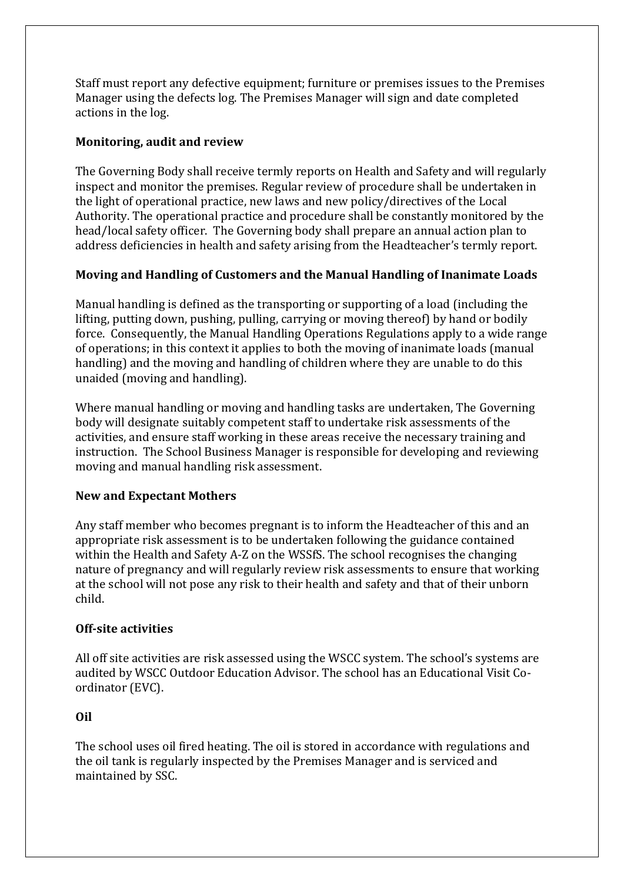Staff must report any defective equipment; furniture or premises issues to the Premises Manager using the defects log. The Premises Manager will sign and date completed actions in the log.

**Monitoring, audit and review**

The Governing Body shall receive termly reports on Health and Safety and will regularly inspect and monitor the premises. Regular review of procedure shall be undertaken in the light of operational practice, new laws and new policy/directives of the Local Authority. The operational practice and procedure shall be constantly monitored by the head/local safety officer. The Governing body shall prepare an annual action plan to address deficiencies in health and safety arising from the Headteacher's termly report.

**Moving and Handling of Customers and the Manual Handling of Inanimate Loads**

Manual handling is defined as the transporting or supporting of a load (including the lifting, putting down, pushing, pulling, carrying or moving thereof) by hand or bodily force. Consequently, the Manual Handling Operations Regulations apply to a wide range of operations; in this context it applies to both the moving of inanimate loads (manual handling) and the moving and handling of children where they are unable to do this unaided (moving and handling).

Where manual handling or moving and handling tasks are undertaken, The Governing body will designate suitably competent staff to undertake risk assessments of the activities, and ensure staff working in these areas receive the necessary training and instruction. The School Business Manager is responsible for developing and reviewing moving and manual handling risk assessment.

**New and Expectant Mothers**

Any staff member who becomes pregnant is to inform the Headteacher of this and an appropriate risk assessment is to be undertaken following the guidance contained within the Health and Safety A-Z on the WSSfS. The school recognises the changing nature of pregnancy and will regularly review risk assessments to ensure that working at the school will not pose any risk to their health and safety and that of their unborn child.

**Off-site activities**

All off site activities are risk assessed using the WSCC system. The school's systems are audited by WSCC Outdoor Education Advisor. The school has an Educational Visit Co-ordinator (EVC).

**Oil**

The school uses oil fired heating. The oil is stored in accordance with regulations and the oil tank is regularly inspected by the Premises Manager and is serviced and maintained by SSC.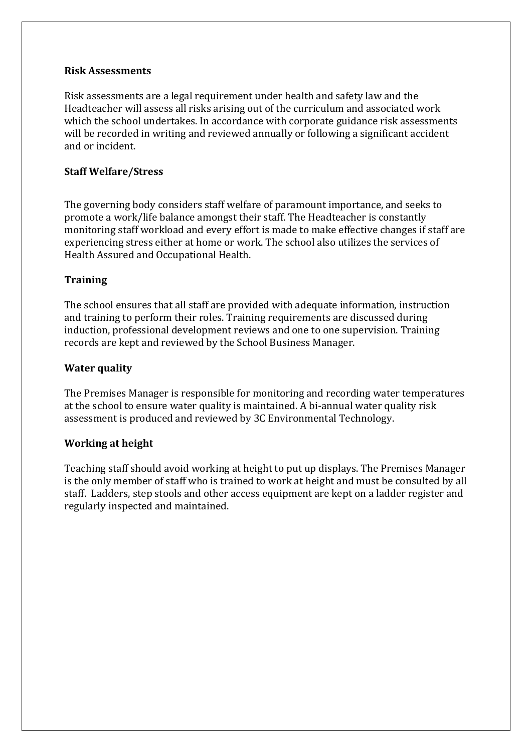**Risk Assessments**

Risk assessments are a legal requirement under health and safety law and the Headteacher will assess all risks arising out of the curriculum and associated work which the school undertakes. In accordance with corporate guidance risk assessments will be recorded in writing and reviewed annually or following a significant accident and or incident.

**Staff Welfare/Stress**

The governing body considers staff welfare of paramount importance, and seeks to promote a work/life balance amongst their staff. The Headteacher is constantly monitoring staff workload and every effort is made to make effective changes if staff are experiencing stress either at home or work. The school also utilizes the services of Health Assured and Occupational Health.

**Training**

The school ensures that all staff are provided with adequate information, instruction and training to perform their roles. Training requirements are discussed during induction, professional development reviews and one to one supervision. Training records are kept and reviewed by the School Business Manager.

**Water quality**

The Premises Manager is responsible for monitoring and recording water temperatures at the school to ensure water quality is maintained. A bi-annual water quality risk assessment is produced and reviewed by 3C Environmental Technology.

**Working at height**

Teaching staff should avoid working at height to put up displays. The Premises Manager is the only member of staff who is trained to work at height and must be consulted by all staff. Ladders, step stools and other access equipment are kept on a ladder register and regularly inspected and maintained.